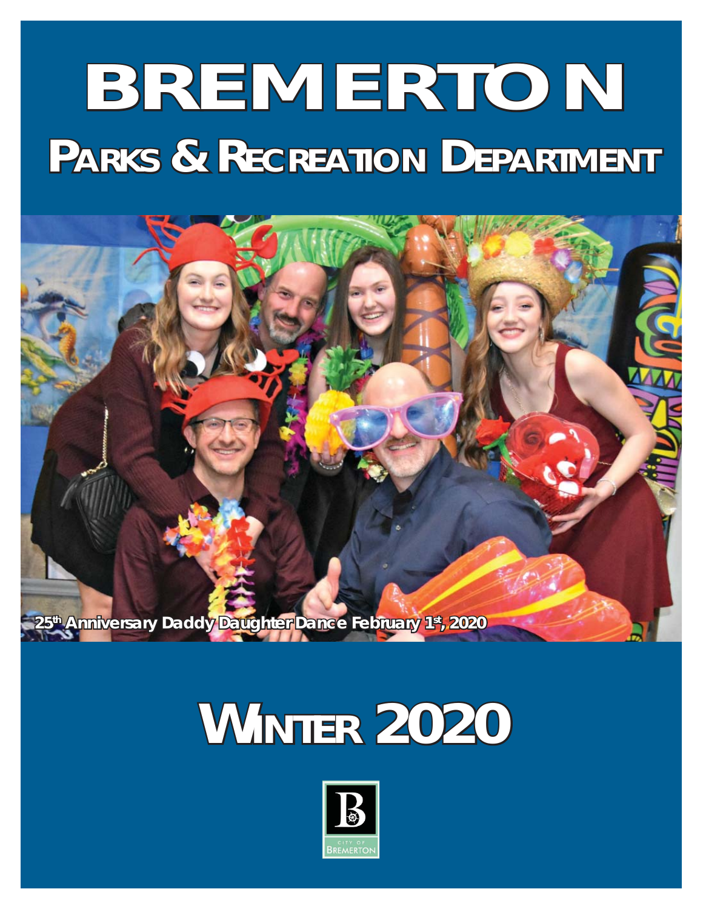# BREMERTON

## PARKS & RECREATION DEPARTMENT

25th Anniversary Daddy Daughter Dance February 1st, 2020

# WINTER 2020

CITY OF BREMERTON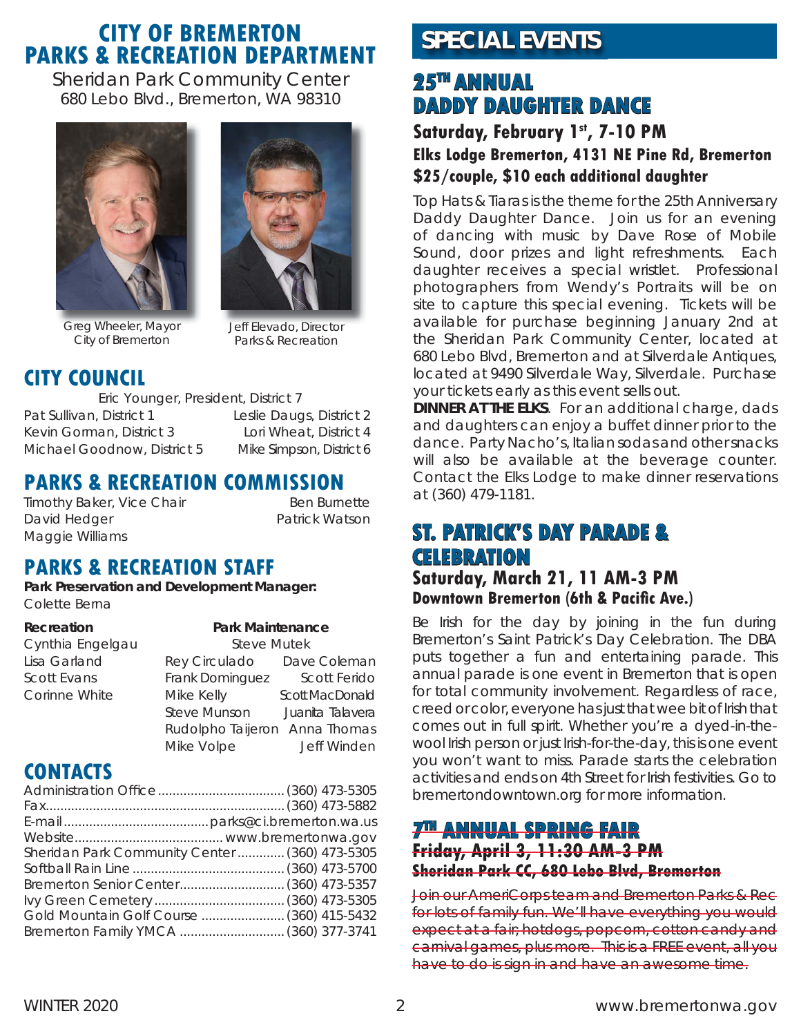# CITY OF BREMERTON PARKS & RECREATION DEPARTMENT

Sheridan Park Community Center
680 Lebo Blvd., Bremerton, WA 98310

Greg Wheeler, Mayor
City of Bremerton

Jeff Elevado, Director
Parks & Recreation

## CITY COUNCIL

Eric Younger, President, District 7

| | |
|---|---|
| Pat Sullivan, District 1 | Leslie Daugs, District 2 |
| Kevin Gorman, District 3 | Lori Wheat, District 4 |
| Michael Goodnow, District 5 | Mike Simpson, District 6 |

## PARKS & RECREATION COMMISSION

| | |
|---|---|
| Timothy Baker, Vice Chair | Ben Burnette |
| David Hedger | Patrick Watson |
| Maggie Williams | |

## PARKS & RECREATION STAFF

**Park Preservation and Development Manager:**
Colette Berna

**Recreation**
Cynthia Engelgau
Lisa Garland
Scott Evans
Corinne White

**Park Maintenance**
Steve Mutek

| | |
|---|---|
| Rey Circulado | Dave Coleman |
| Frank Dominguez | Scott Ferido |
| Mike Kelly | Scott MacDonald |
| Steve Munson | Juanita Talavera |
| Rudolpho Taijeron | Anna Thomas |
| Mike Volpe | Jeff Winden |

## CONTACTS

Administration Office .................. (360) 473-5305
Fax .................. (360) 473-5882
E-mail .................. parks@ci.bremerton.wa.us
Website .................. www.bremertonwa.gov
Sheridan Park Community Center .................. (360) 473-5305
Softball Rain Line .................. (360) 473-5700
Bremerton Senior Center .................. (360) 473-5357
Ivy Green Cemetery .................. (360) 473-5305
Gold Mountain Golf Course .................. (360) 415-5432
Bremerton Family YMCA .................. (360) 377-3741

# SPECIAL EVENTS

## 25TH ANNUAL DADDY DAUGHTER DANCE

**Saturday, February 1st, 7-10 PM**
**Elks Lodge Bremerton, 4131 NE Pine Rd, Bremerton**
**$25/couple, $10 each additional daughter**

Top Hats & Tiaras is the theme for the 25th Anniversary Daddy Daughter Dance. Join us for an evening of dancing with music by Dave Rose of Mobile Sound, door prizes and light refreshments. Each daughter receives a special wristlet. Professional photographers from Wendy's Portraits will be on site to capture this special evening. Tickets will be available for purchase beginning January 2nd at the Sheridan Park Community Center, located at 680 Lebo Blvd, Bremerton and at Silverdale Antiques, located at 9490 Silverdale Way, Silverdale. Purchase your tickets early as this event sells out.

**DINNER AT THE ELKS**. For an additional charge, dads and daughters can enjoy a buffet dinner prior to the dance. Party Nacho's, Italian sodas and other snacks will also be available at the beverage counter. Contact the Elks Lodge to make dinner reservations at (360) 479-1181.

## ST. PATRICK'S DAY PARADE & CELEBRATION

**Saturday, March 21, 11 AM-3 PM**
**Downtown Bremerton (6th & Pacific Ave.)**

Be Irish for the day by joining in the fun during Bremerton's Saint Patrick's Day Celebration. The DBA puts together a fun and entertaining parade. This annual parade is one event in Bremerton that is open for total community involvement. Regardless of race, creed or color, everyone has just that wee bit of Irish that comes out in full spirit. Whether you're a dyed-in-the-wool Irish person or just Irish-for-the-day, this is one event you won't want to miss. Parade starts the celebration activities and ends on 4th Street for Irish festivities. Go to bremertondowntown.org for more information.

## ~~7TH ANNUAL SPRING FAIR~~

~~**Friday, April 3, 11:30 AM-3 PM**~~
~~**Sheridan Park CC, 680 Lebo Blvd, Bremerton**~~

~~Join our AmeriCorps team and Bremerton Parks & Rec for lots of family fun. We'll have everything you would expect at a fair; hotdogs, popcorn, cotton candy and carnival games, plus more. This is a FREE event, all you have to do is sign in and have an awesome time.~~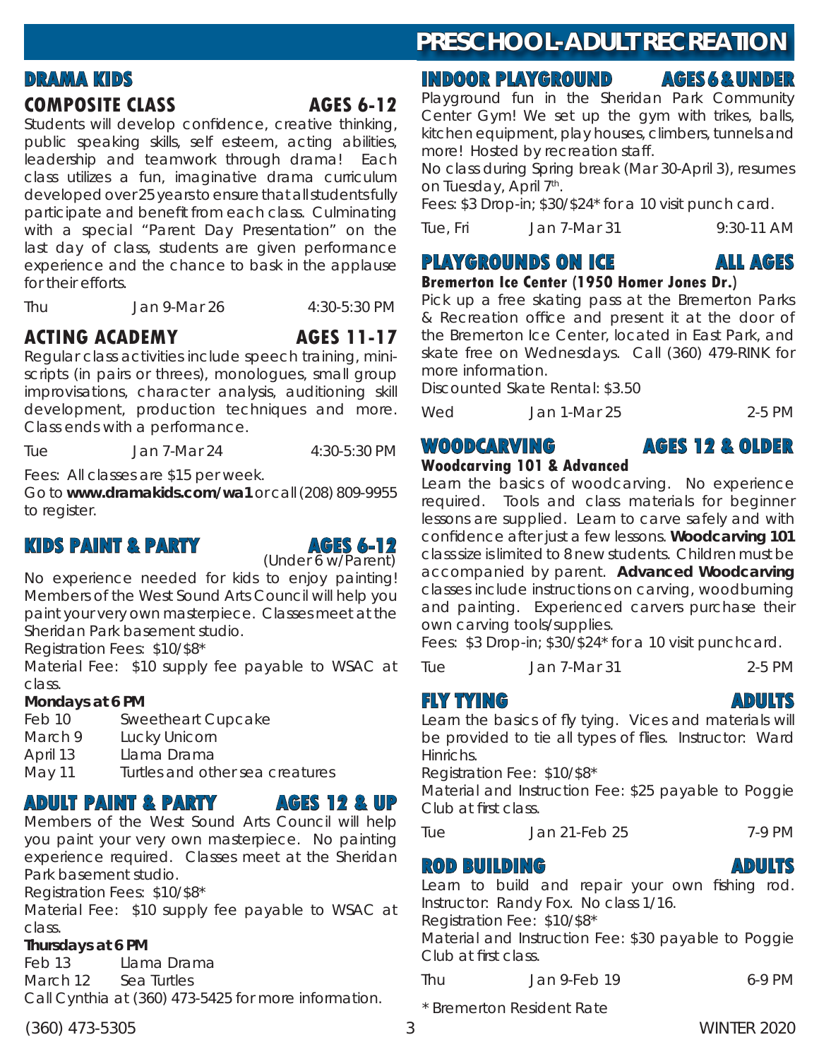# PRESCHOOL-ADULT RECREATION

## DRAMA KIDS

### COMPOSITE CLASS — AGES 6-12

Students will develop confidence, creative thinking, public speaking skills, self esteem, acting abilities, leadership and teamwork through drama! Each class utilizes a fun, imaginative drama curriculum developed over 25 years to ensure that all students fully participate and benefit from each class. Culminating with a special "Parent Day Presentation" on the last day of class, students are given performance experience and the chance to bask in the applause for their efforts.

| | | |
|---|---|---|
| Thu | Jan 9-Mar 26 | 4:30-5:30 PM |

### ACTING ACADEMY — AGES 11-17

Regular class activities include speech training, mini-scripts (in pairs or threes), monologues, small group improvisations, character analysis, auditioning skill development, production techniques and more. Class ends with a performance.

| | | |
|---|---|---|
| Tue | Jan 7-Mar 24 | 4:30-5:30 PM |

Fees: All classes are $15 per week.

Go to **www.dramakids.com/wa1** or call (208) 809-9955 to register.

## KIDS PAINT & PARTY — AGES 6-12
(Under 6 w/Parent)

No experience needed for kids to enjoy painting! Members of the West Sound Arts Council will help you paint your very own masterpiece. Classes meet at the Sheridan Park basement studio.

Registration Fees: $10/$8*

Material Fee: $10 supply fee payable to WSAC at class.

**Mondays at 6 PM**

| | |
|---|---|
| Feb 10 | Sweetheart Cupcake |
| March 9 | Lucky Unicorn |
| April 13 | Llama Drama |
| May 11 | Turtles and other sea creatures |

## ADULT PAINT & PARTY — AGES 12 & UP

Members of the West Sound Arts Council will help you paint your very own masterpiece. No painting experience required. Classes meet at the Sheridan Park basement studio.

Registration Fees: $10/$8*

Material Fee: $10 supply fee payable to WSAC at class.

**Thursdays at 6 PM**

| | |
|---|---|
| Feb 13 | Llama Drama |
| March 12 | Sea Turtles |

Call Cynthia at (360) 473-5425 for more information.

## INDOOR PLAYGROUND — AGES 6 & UNDER

Playground fun in the Sheridan Park Community Center Gym! We set up the gym with trikes, balls, kitchen equipment, play houses, climbers, tunnels and more! Hosted by recreation staff.

No class during Spring break (Mar 30-April 3), resumes on Tuesday, April 7th.

Fees: $3 Drop-in; $30/$24* for a 10 visit punch card.

| | | |
|---|---|---|
| Tue, Fri | Jan 7-Mar 31 | 9:30-11 AM |

## PLAYGROUNDS ON ICE — ALL AGES

**Bremerton Ice Center (1950 Homer Jones Dr.)**

Pick up a free skating pass at the Bremerton Parks & Recreation office and present it at the door of the Bremerton Ice Center, located in East Park, and skate free on Wednesdays. Call (360) 479-RINK for more information.

Discounted Skate Rental: $3.50

| | | |
|---|---|---|
| Wed | Jan 1-Mar 25 | 2-5 PM |

## WOODCARVING — AGES 12 & OLDER

**Woodcarving 101 & Advanced**

Learn the basics of woodcarving. No experience required. Tools and class materials for beginner lessons are supplied. Learn to carve safely and with confidence after just a few lessons. **Woodcarving 101** class size is limited to 8 new students. Children must be accompanied by parent. **Advanced Woodcarving** classes include instructions on carving, woodburning and painting. Experienced carvers purchase their own carving tools/supplies.

Fees: $3 Drop-in; $30/$24* for a 10 visit punchcard.

| | | |
|---|---|---|
| Tue | Jan 7-Mar 31 | 2-5 PM |

## FLY TYING — ADULTS

Learn the basics of fly tying. Vices and materials will be provided to tie all types of flies. Instructor: Ward Hinrichs.

Registration Fee: $10/$8*

Material and Instruction Fee: $25 payable to Poggie Club at first class.

| | | |
|---|---|---|
| Tue | Jan 21-Feb 25 | 7-9 PM |

## ROD BUILDING — ADULTS

Learn to build and repair your own fishing rod. Instructor: Randy Fox. No class 1/16.

Registration Fee: $10/$8*

Material and Instruction Fee: $30 payable to Poggie Club at first class.

| | | |
|---|---|---|
| Thu | Jan 9-Feb 19 | 6-9 PM |

* Bremerton Resident Rate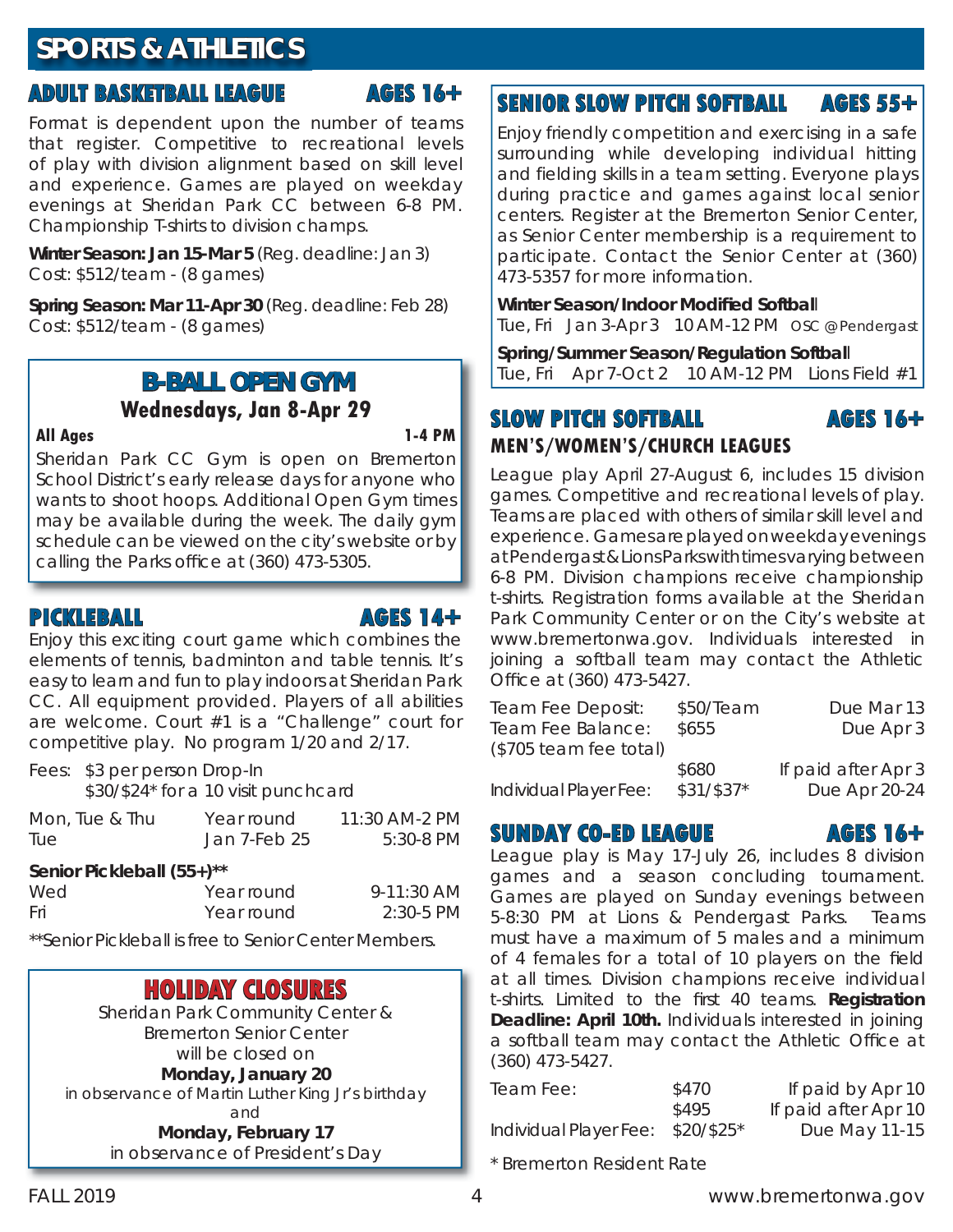# SPORTS & ATHLETICS

## ADULT BASKETBALL LEAGUE — AGES 16+

Format is dependent upon the number of teams that register. Competitive to recreational levels of play with division alignment based on skill level and experience. Games are played on weekday evenings at Sheridan Park CC between 6-8 PM. Championship T-shirts to division champs.

**Winter Season: Jan 15-Mar 5** (Reg. deadline: Jan 3)
Cost: $512/team - (8 games)

**Spring Season: Mar 11-Apr 30** (Reg. deadline: Feb 28)
Cost: $512/team - (8 games)

## B-BALL OPEN GYM

**Wednesdays, Jan 8-Apr 29**

**All Ages** — **1-4 PM**

Sheridan Park CC Gym is open on Bremerton School District's early release days for anyone who wants to shoot hoops. Additional Open Gym times may be available during the week. The daily gym schedule can be viewed on the city's website or by calling the Parks office at (360) 473-5305.

## PICKLEBALL — AGES 14+

Enjoy this exciting court game which combines the elements of tennis, badminton and table tennis. It's easy to learn and fun to play indoors at Sheridan Park CC. All equipment provided. Players of all abilities are welcome. Court #1 is a "Challenge" court for competitive play. No program 1/20 and 2/17.

Fees: $3 per person Drop-In
$30/$24* for a 10 visit punchcard

| | | |
|---|---|---|
| Mon, Tue & Thu | Year round | 11:30 AM-2 PM |
| Tue | Jan 7-Feb 25 | 5:30-8 PM |

**Senior Pickleball (55+)****

| | | |
|---|---|---|
| Wed | Year round | 9-11:30 AM |
| Fri | Year round | 2:30-5 PM |

**Senior Pickleball is free to Senior Center Members.

## HOLIDAY CLOSURES

Sheridan Park Community Center & Bremerton Senior Center will be closed on

**Monday, January 20**

in observance of Martin Luther King Jr's birthday

and

**Monday, February 17**

in observance of President's Day

## SENIOR SLOW PITCH SOFTBALL — AGES 55+

Enjoy friendly competition and exercising in a safe surrounding while developing individual hitting and fielding skills in a team setting. Everyone plays during practice and games against local senior centers. Register at the Bremerton Senior Center, as Senior Center membership is a requirement to participate. Contact the Senior Center at (360) 473-5357 for more information.

**Winter Season/Indoor Modified Softball**
Tue, Fri Jan 3-Apr 3 10 AM-12 PM OSC @ Pendergast

**Spring/Summer Season/Regulation Softball**
Tue, Fri Apr 7-Oct 2 10 AM-12 PM Lions Field #1

## SLOW PITCH SOFTBALL — AGES 16+

### MEN'S/WOMEN'S/CHURCH LEAGUES

League play April 27-August 6, includes 15 division games. Competitive and recreational levels of play. Teams are placed with others of similar skill level and experience. Games are played on weekday evenings at Pendergast & Lions Parks with times varying between 6-8 PM. Division champions receive championship t-shirts. Registration forms available at the Sheridan Park Community Center or on the City's website at www.bremertonwa.gov. Individuals interested in joining a softball team may contact the Athletic Office at (360) 473-5427.

| | | |
|---|---|---|
| Team Fee Deposit: | $50/Team | Due Mar 13 |
| Team Fee Balance: ($705 team fee total) | $655 | Due Apr 3 |
| | $680 | If paid after Apr 3 |
| Individual Player Fee: | $31/$37* | Due Apr 20-24 |

## SUNDAY CO-ED LEAGUE — AGES 16+

League play is May 17-July 26, includes 8 division games and a season concluding tournament. Games are played on Sunday evenings between 5-8:30 PM at Lions & Pendergast Parks. Teams must have a maximum of 5 males and a minimum of 4 females for a total of 10 players on the field at all times. Division champions receive individual t-shirts. Limited to the first 40 teams. **Registration Deadline: April 10th.** Individuals interested in joining a softball team may contact the Athletic Office at (360) 473-5427.

| | | |
|---|---|---|
| Team Fee: | $470 | If paid by Apr 10 |
| | $495 | If paid after Apr 10 |
| Individual Player Fee: | $20/$25* | Due May 11-15 |

\* Bremerton Resident Rate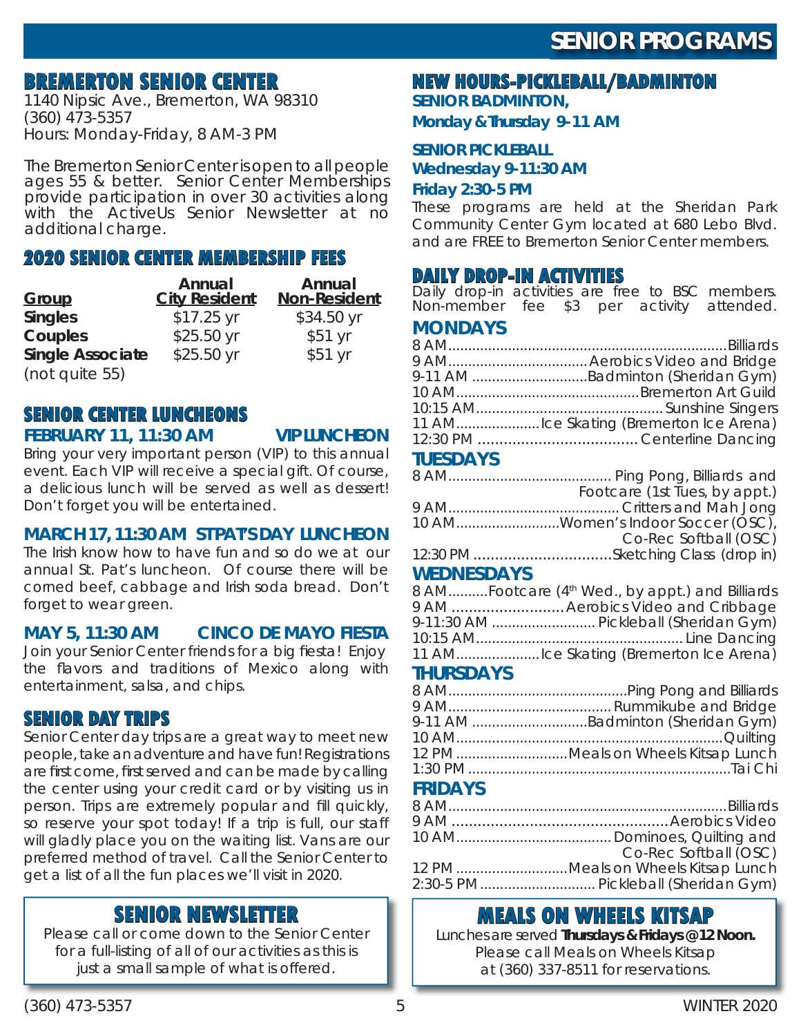# SENIOR PROGRAMS

## BREMERTON SENIOR CENTER

1140 Nipsic Ave., Bremerton, WA 98310
(360) 473-5357
Hours: Monday-Friday, 8 AM-3 PM

The Bremerton Senior Center is open to all people ages 55 & better. Senior Center Memberships provide participation in over 30 activities along with the ActiveUs Senior Newsletter at no additional charge.

## 2020 SENIOR CENTER MEMBERSHIP FEES

| Group | Annual City Resident | Annual Non-Resident |
|---|---|---|
| **Singles** | $17.25 yr | $34.50 yr |
| **Couples** | $25.50 yr | $51 yr |
| **Single Associate** (not quite 55) | $25.50 yr | $51 yr |

## SENIOR CENTER LUNCHEONS

**FEBRUARY 11, 11:30 AM — VIP LUNCHEON**

Bring your very important person (VIP) to this annual event. Each VIP will receive a special gift. Of course, a delicious lunch will be served as well as dessert! Don't forget you will be entertained.

**MARCH 17, 11:30 AM — ST PAT'S DAY LUNCHEON**

The Irish know how to have fun and so do we at our annual St. Pat's luncheon. Of course there will be corned beef, cabbage and Irish soda bread. Don't forget to wear green.

**MAY 5, 11:30 AM — CINCO DE MAYO FIESTA**

Join your Senior Center friends for a big fiesta! Enjoy the flavors and traditions of Mexico along with entertainment, salsa, and chips.

## SENIOR DAY TRIPS

Senior Center day trips are a great way to meet new people, take an adventure and have fun! Registrations are first come, first served and can be made by calling the center using your credit card or by visiting us in person. Trips are extremely popular and fill quickly, so reserve your spot today! If a trip is full, our staff will gladly place you on the waiting list. Vans are our preferred method of travel. Call the Senior Center to get a list of all the fun places we'll visit in 2020.

## SENIOR NEWSLETTER

Please call or come down to the Senior Center for a full-listing of all of our activities as this is just a small sample of what is offered.

## NEW HOURS-PICKLEBALL/BADMINTON

**SENIOR BADMINTON,**
**Monday & Thursday 9-11 AM**

**SENIOR PICKLEBALL**
**Wednesday 9-11:30 AM**
**Friday 2:30-5 PM**

These programs are held at the Sheridan Park Community Center Gym located at 680 Lebo Blvd. and are FREE to Bremerton Senior Center members.

## DAILY DROP-IN ACTIVITIES

Daily drop-in activities are free to BSC members. Non-member fee $3 per activity attended.

### MONDAYS

- 8 AM .......... Billiards
- 9 AM .......... Aerobics Video and Bridge
- 9-11 AM .......... Badminton (Sheridan Gym)
- 10 AM .......... Bremerton Art Guild
- 10:15 AM .......... Sunshine Singers
- 11 AM .......... Ice Skating (Bremerton Ice Arena)
- 12:30 PM .......... Centerline Dancing

### TUESDAYS

- 8 AM .......... Ping Pong, Billiards and Footcare (1st Tues, by appt.)
- 9 AM .......... Critters and Mah Jong
- 10 AM .......... Women's Indoor Soccer (OSC), Co-Rec Softball (OSC)
- 12:30 PM .......... Sketching Class (drop in)

### WEDNESDAYS

- 8 AM .......... Footcare (4th Wed., by appt.) and Billiards
- 9 AM .......... Aerobics Video and Cribbage
- 9-11:30 AM .......... Pickleball (Sheridan Gym)
- 10:15 AM .......... Line Dancing
- 11 AM .......... Ice Skating (Bremerton Ice Arena)

### THURSDAYS

- 8 AM .......... Ping Pong and Billiards
- 9 AM .......... Rummikube and Bridge
- 9-11 AM .......... Badminton (Sheridan Gym)
- 10 AM .......... Quilting
- 12 PM .......... Meals on Wheels Kitsap Lunch
- 1:30 PM .......... Tai Chi

### FRIDAYS

- 8 AM .......... Billiards
- 9 AM .......... Aerobics Video
- 10 AM .......... Dominoes, Quilting and Co-Rec Softball (OSC)
- 12 PM .......... Meals on Wheels Kitsap Lunch
- 2:30-5 PM .......... Pickleball (Sheridan Gym)

## MEALS ON WHEELS KITSAP

Lunches are served **Thursdays & Fridays @ 12 Noon.**
Please call Meals on Wheels Kitsap at (360) 337-8511 for reservations.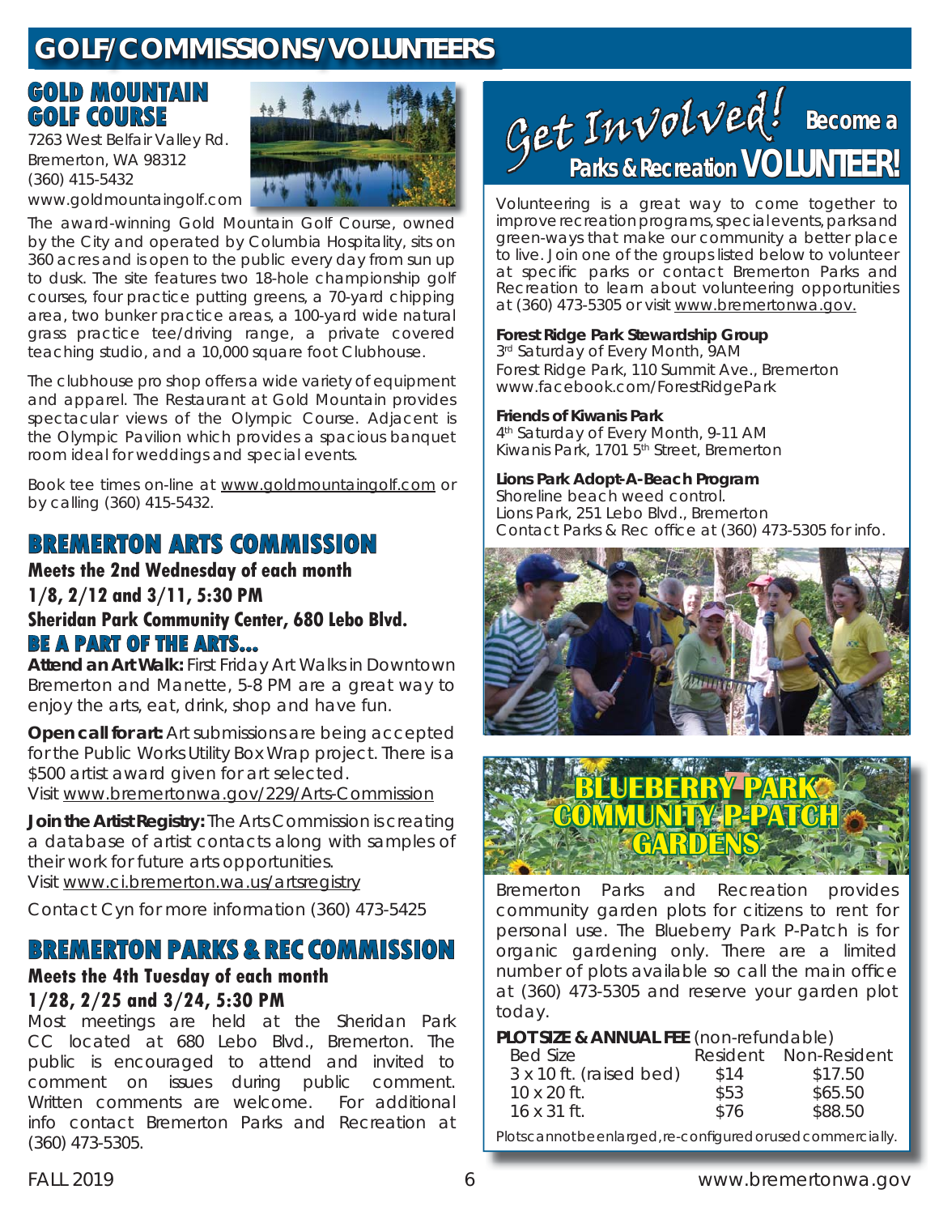# GOLF/COMMISSIONS/VOLUNTEERS

## GOLD MOUNTAIN GOLF COURSE

7263 West Belfair Valley Rd.
Bremerton, WA 98312
(360) 415-5432
www.goldmountaingolf.com

The award-winning Gold Mountain Golf Course, owned by the City and operated by Columbia Hospitality, sits on 360 acres and is open to the public every day from sun up to dusk. The site features two 18-hole championship golf courses, four practice putting greens, a 70-yard chipping area, two bunker practice areas, a 100-yard wide natural grass practice tee/driving range, a private covered teaching studio, and a 10,000 square foot Clubhouse.

The clubhouse pro shop offers a wide variety of equipment and apparel. The Restaurant at Gold Mountain provides spectacular views of the Olympic Course. Adjacent is the Olympic Pavilion which provides a spacious banquet room ideal for weddings and special events.

Book tee times on-line at www.goldmountaingolf.com or by calling (360) 415-5432.

## BREMERTON ARTS COMMISSION

**Meets the 2nd Wednesday of each month**
**1/8, 2/12 and 3/11, 5:30 PM**
**Sheridan Park Community Center, 680 Lebo Blvd.**

### BE A PART OF THE ARTS...

**Attend an Art Walk:** First Friday Art Walks in Downtown Bremerton and Manette, 5-8 PM are a great way to enjoy the arts, eat, drink, shop and have fun.

**Open call for art:** Art submissions are being accepted for the Public Works Utility Box Wrap project. There is a $500 artist award given for art selected.
Visit www.bremertonwa.gov/229/Arts-Commission

**Join the Artist Registry:** The Arts Commission is creating a database of artist contacts along with samples of their work for future arts opportunities.
Visit www.ci.bremerton.wa.us/artsregistry

Contact Cyn for more information (360) 473-5425

## BREMERTON PARKS & REC COMMISSION

**Meets the 4th Tuesday of each month**
**1/28, 2/25 and 3/24, 5:30 PM**

Most meetings are held at the Sheridan Park CC located at 680 Lebo Blvd., Bremerton. The public is encouraged to attend and invited to comment on issues during public comment. Written comments are welcome. For additional info contact Bremerton Parks and Recreation at (360) 473-5305.

## Get Involved! Become a Parks & Recreation VOLUNTEER!

Volunteering is a great way to come together to improve recreation programs, special events, parks and green-ways that make our community a better place to live. Join one of the groups listed below to volunteer at specific parks or contact Bremerton Parks and Recreation to learn about volunteering opportunities at (360) 473-5305 or visit www.bremertonwa.gov.

**Forest Ridge Park Stewardship Group**
3rd Saturday of Every Month, 9AM
Forest Ridge Park, 110 Summit Ave., Bremerton
www.facebook.com/ForestRidgePark

**Friends of Kiwanis Park**
4th Saturday of Every Month, 9-11 AM
Kiwanis Park, 1701 5th Street, Bremerton

**Lions Park Adopt-A-Beach Program**
Shoreline beach weed control.
Lions Park, 251 Lebo Blvd., Bremerton
Contact Parks & Rec office at (360) 473-5305 for info.

## BLUEBERRY PARK COMMUNITY P-PATCH GARDENS

Bremerton Parks and Recreation provides community garden plots for citizens to rent for personal use. The Blueberry Park P-Patch is for organic gardening only. There are a limited number of plots available so call the main office at (360) 473-5305 and reserve your garden plot today.

**PLOT SIZE & ANNUAL FEE** (non-refundable)

| Bed Size | Resident | Non-Resident |
|---|---|---|
| 3 x 10 ft. (raised bed) | $14 | $17.50 |
| 10 x 20 ft. | $53 | $65.50 |
| 16 x 31 ft. | $76 | $88.50 |

Plots cannot be enlarged, re-configured or used commercially.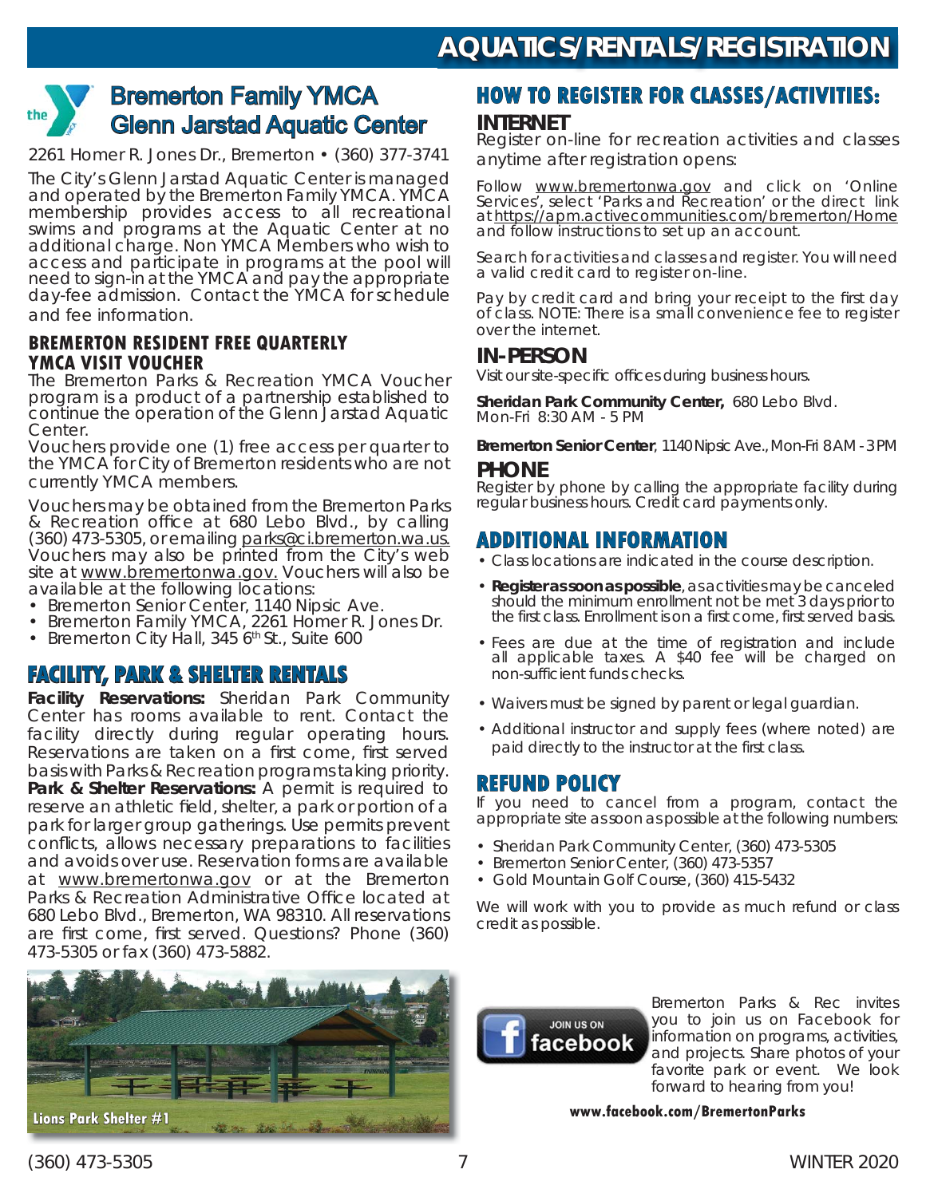# AQUATICS/RENTALS/REGISTRATION

## Bremerton Family YMCA Glenn Jarstad Aquatic Center

2261 Homer R. Jones Dr., Bremerton • (360) 377-3741

The City's Glenn Jarstad Aquatic Center is managed and operated by the Bremerton Family YMCA. YMCA membership provides access to all recreational swims and programs at the Aquatic Center at no additional charge. Non YMCA Members who wish to access and participate in programs at the pool will need to sign-in at the YMCA and pay the appropriate day-fee admission. Contact the YMCA for schedule and fee information.

### BREMERTON RESIDENT FREE QUARTERLY YMCA VISIT VOUCHER

The Bremerton Parks & Recreation YMCA Voucher program is a product of a partnership established to continue the operation of the Glenn Jarstad Aquatic Center.

Vouchers provide one (1) free access per quarter to the YMCA for City of Bremerton residents who are not currently YMCA members.

Vouchers may be obtained from the Bremerton Parks & Recreation office at 680 Lebo Blvd., by calling (360) 473-5305, or emailing parks@ci.bremerton.wa.us. Vouchers may also be printed from the City's web site at www.bremertonwa.gov. Vouchers will also be available at the following locations:

- Bremerton Senior Center, 1140 Nipsic Ave.
- Bremerton Family YMCA, 2261 Homer R. Jones Dr.
- Bremerton City Hall, 345 6th St., Suite 600

## FACILITY, PARK & SHELTER RENTALS

**Facility Reservations:** Sheridan Park Community Center has rooms available to rent. Contact the facility directly during regular operating hours. Reservations are taken on a first come, first served basis with Parks & Recreation programs taking priority.

**Park & Shelter Reservations:** A permit is required to reserve an athletic field, shelter, a park or portion of a park for larger group gatherings. Use permits prevent conflicts, allows necessary preparations to facilities and avoids overuse. Reservation forms are available at www.bremertonwa.gov or at the Bremerton Parks & Recreation Administrative Office located at 680 Lebo Blvd., Bremerton, WA 98310. All reservations are first come, first served. Questions? Phone (360) 473-5305 or fax (360) 473-5882.

Lions Park Shelter #1

## HOW TO REGISTER FOR CLASSES/ACTIVITIES:

### INTERNET

Register on-line for recreation activities and classes anytime after registration opens:

Follow www.bremertonwa.gov and click on 'Online Services', select 'Parks and Recreation' or the direct link at https://apm.activecommunities.com/bremerton/Home and follow instructions to set up an account.

Search for activities and classes and register. You will need a valid credit card to register on-line.

Pay by credit card and bring your receipt to the first day of class. NOTE: There is a small convenience fee to register over the internet.

### IN-PERSON

Visit our site-specific offices during business hours.

**Sheridan Park Community Center,** 680 Lebo Blvd. Mon-Fri 8:30 AM - 5 PM

**Bremerton Senior Center**, 1140 Nipsic Ave., Mon-Fri 8 AM - 3 PM

### PHONE

Register by phone by calling the appropriate facility during regular business hours. Credit card payments only.

## ADDITIONAL INFORMATION

- Class locations are indicated in the course description.
- **Register as soon as possible**, as activities may be canceled should the minimum enrollment not be met 3 days prior to the first class. Enrollment is on a first come, first served basis.
- Fees are due at the time of registration and include all applicable taxes. A $40 fee will be charged on non-sufficient funds checks.
- Waivers must be signed by parent or legal guardian.
- Additional instructor and supply fees (where noted) are paid directly to the instructor at the first class.

## REFUND POLICY

If you need to cancel from a program, contact the appropriate site as soon as possible at the following numbers:

- Sheridan Park Community Center, (360) 473-5305
- Bremerton Senior Center, (360) 473-5357
- Gold Mountain Golf Course, (360) 415-5432

We will work with you to provide as much refund or class credit as possible.

JOIN US ON facebook

Bremerton Parks & Rec invites you to join us on Facebook for information on programs, activities, and projects. Share photos of your favorite park or event. We look forward to hearing from you!

**www.facebook.com/BremertonParks**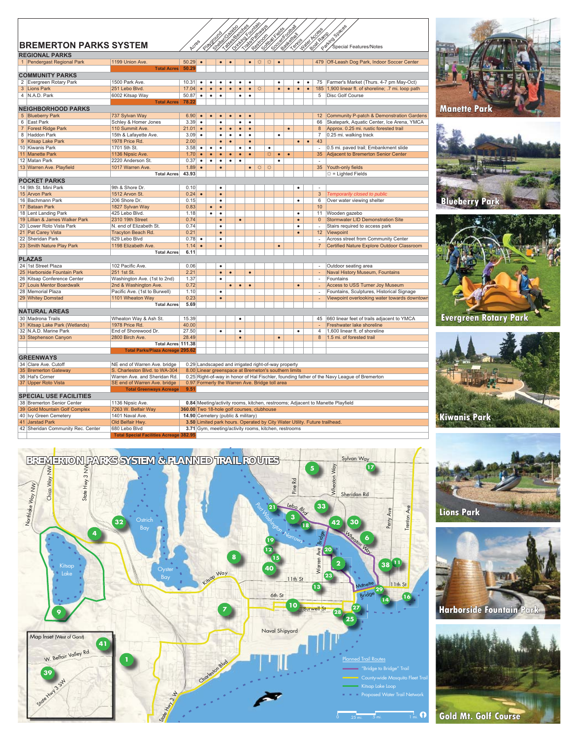# BREMERTON PARKS SYSTEM

| # | Park | Address | Acres | Playground | Shelter/Gazebo | Tables/Benches | Drinking Fountain | Trails/Pathways | Restroom | Softball Fields | Soccer/Football | Basketball | Tennis | Water Access | Boat Ramp | Parking Spaces | Special Features/Notes |
|---|---|---|---|---|---|---|---|---|---|---|---|---|---|---|---|---|---|
| **REGIONAL PARKS** | | | | | | | | | | | | | | | | | |
| 1 | Pendergast Regional Park | 1199 Union Ave. | 50.29 | ● | | ● | ● | | ● | ☼ | ☼ | ● | | | | 479 | Off-Leash Dog Park, Indoor Soccer Center |
| | | **Total Acres** | **50.29** | | | | | | | | | | | | | | |
| **COMMUNITY PARKS** | | | | | | | | | | | | | | | | | |
| 2 | Evergreen Rotary Park | 1500 Park Ave. | 10.31 | ● | ● | ● | ● | ● | ● | | | ● | | ● | ● | 75 | Farmer's Market (Thurs. 4-7 pm May-Oct) |
| 3 | Lions Park | 251 Lebo Blvd. | 17.04 | ● | ● | ● | ● | ● | ● | ☼ | | ● | ● | ● | ● | 185 | 1,900 linear ft. of shoreline; .7 mi. loop path |
| 4 | N.A.D. Park | 6002 Kitsap Way | 50.87 | ● | ● | ● | | ● | ● | | | | | | | 5 | Disc Golf Course |
| | | **Total Acres** | **78.22** | | | | | | | | | | | | | | |
| **NEIGHBORHOOD PARKS** | | | | | | | | | | | | | | | | | |
| 5 | Blueberry Park | 737 Sylvan Way | 6.90 | ● | ● | ● | ● | ● | ● | | | | | | | 12 | Community P-patch & Demonstration Gardens |
| 6 | East Park | Schley & Homer Jones | 3.39 | ● | | ● | | ● | ● | | | | | | | 66 | Skatepark, Aquatic Center, Ice Arena, YMCA |
| 7 | Forest Ridge Park | 110 Summit Ave. | 21.01 | ● | | ● | ● | ● | ● | | | | ● | | | 8 | Approx. 0.25 mi. rustic forested trail |
| 8 | Haddon Park | 15th & Lafayette Ave. | 3.09 | ● | | ● | ● | ● | ● | | | ● | | | | 7 | 0.25 mi. walking track |
| 9 | Kitsap Lake Park | 1978 Price Rd. | 2.00 | | | ● | ● | | ● | | | | | ● | ● | 43 | |
| 10 | Kiwanis Park | 1701 5th St. | 3.58 | ● | ● | ● | | ● | ● | | ● | | | | | - | 0.5 mi. paved trail; Embankment slide |
| 11 | Manette Park | 1136 Nipsic Ave. | 1.70 | ● | ● | ● | ● | ● | ● | | ☼ | ● | ● | | | 35 | Adjacent to Bremerton Senior Center |
| 12 | Matan Park | 2220 Anderson St. | 0.37 | ● | ● | ● | ● | ● | | | | ● | | | | - | |
| 13 | Warren Ave. Playfield | 1017 Warren Ave. | 1.89 | ● | | ● | | | ● | ☼ | ☼ | | | | | 35 | Youth-only fields |
| | | **Total Acres** | **43.93** | | | | | | | | | | | | | | ☼ = Lighted Fields |
| **POCKET PARKS** | | | | | | | | | | | | | | | | | |
| 14 | 9th St. Mini Park | 9th & Shore Dr. | 0.10 | | | ● | | | | | | | | ● | | - | |
| 15 | Arvon Park | 1512 Arvon St. | 0.24 | ● | | ● | | | | | | | | | | 3 | *Temporarily closed to public* |
| 16 | Bachmann Park | 206 Shore Dr. | 0.15 | | | ● | | | | | | | | ● | | 6 | Over water viewing shelter |
| 17 | Bataan Park | 1827 Sylvan Way | 0.83 | | ● | ● | | | | | | | | | | 10 | |
| 18 | Lent Landing Park | 425 Lebo Blvd. | 1.18 | | ● | ● | | | | | | | | ● | | 11 | Wooden gazebo |
| 19 | Lillian & James Walker Park | 2310 19th Street | 0.74 | | | ● | | ● | | | | | | ● | | 0 | Stormwater LID Demonstration Site |
| 20 | Lower Roto Vista Park | N. end of Elizabeth St. | 0.74 | | | ● | | | | | | | | ● | | - | Stairs required to access park |
| 21 | Pat Carey Vista | Tracyton Beach Rd. | 0.21 | | | ● | | | | | | | | ● | | 12 | Viewpoint |
| 22 | Sheridan Park | 629 Lebo Blvd | 0.78 | ● | | ● | | | | | | | | | | - | Across street from Community Center |
| 23 | Smith Nature Play Park | 1198 Elizabeth Ave. | 1.14 | ● | | ● | | | | | | ● | | | | 7 | Certified Nature Explore Outdoor Classroom |
| | | **Total Acres** | **6.11** | | | | | | | | | | | | | | |
| **PLAZAS** | | | | | | | | | | | | | | | | | |
| 24 | 1st Street Plaza | 102 Pacific Ave. | 0.06 | | | ● | | | | | | | | | | - | Outdoor seating area |
| 25 | Harborside Fountain Park | 251 1st St. | 2.21 | | | ● | ● | | ● | | | | | | | - | Naval History Museum, Fountains |
| 26 | Kitsap Conference Center | Washington Ave. (1st to 2nd) | 1.37 | | | ● | | | | | | | | | | - | Fountains |
| 27 | Louis Mentor Boardwalk | 2nd & Washington Ave. | 0.72 | | | | ● | ● | ● | | | | | ● | | - | Access to USS Turner Joy Museum |
| 28 | Memorial Plaza | Pacific Ave. (1st to Burwell) | 1.10 | | | ● | | | | | | | | | | - | Fountains, Sculptures, Historical Signage |
| 29 | Whitey Domstad | 1101 Wheaton Way | 0.23 | | | ● | | | | | | | | | | - | Viewpoint overlooking water towards downtown |
| | | **Total Acres** | **5.69** | | | | | | | | | | | | | | |
| **NATURAL AREAS** | | | | | | | | | | | | | | | | | |
| 30 | Madrona Trails | Wheaton Way & Ash St. | 15.39 | | | | | ● | | | | | | | | 45 | 660 linear feet of trails adjacent to YMCA |
| 31 | Kitsap Lake Park (Wetlands) | 1978 Price Rd. | 40.00 | | | | | | | | | | | | | - | Freshwater lake shoreline |
| 32 | N.A.D. Marine Park | End of Shorewood Dr. | 27.50 | | | ● | | ● | | | | | | ● | | 4 | 1,600 linear ft. of shoreline |
| 33 | Stephenson Canyon | 2800 Birch Ave. | 28.49 | | | | | ● | | | | ● | | | | 8 | 1.5 mi. of forested trail |
| | | **Total Acres** | **111.38** | | | | | | | | | | | | | | |
| | | **Total Parks/Plaza Acreage** | **295.62** | | | | | | | | | | | | | | |

| # | Name | Location | Acres | Notes |
|---|---|---|---|---|
| **GREENWAYS** | | | | |
| 34 | Clare Ave. Cutoff | NE end of Warren Ave. bridge | 0.29 | Landscaped and irrigated right-of-way property |
| 35 | Bremerton Gateway | S. Charleston Blvd. to WA-304 | 8.00 | Linear greenspace at Bremeton's southern limits |
| 36 | Hal's Corner | Warren Ave. and Sheridan Rd. | 0.25 | Right-of-way in honor of Hal Fischler, founding father of the Navy League of Bremerton |
| 37 | Upper Roto Vista | SE end of Warren Ave. bridge | 0.97 | Formerly the Warren Ave. Bridge toll area |
| | | **Total Greenways Acreage** | **9.51** | |
| **SPECIAL USE FACILITIES** | | | | |
| 38 | Bremerton Senior Center | 1136 Nipsic Ave. | **0.84** | Meeting/activity rooms, kitchen, restrooms; Adjacent to Manette Playfield |
| 39 | Gold Mountain Golf Complex | 7263 W. Belfair Way | **360.00** | Two 18-hole golf courses, clubhouse |
| 40 | Ivy Green Cemetery | 1401 Naval Ave. | **14.90** | Cemetery (public & military) |
| 41 | Jarstad Park | Old Belfair Hwy. | **3.50** | Limited park hours. Operated by City Water Utility. Future trailhead. |
| 42 | Sheridan Community Rec. Center | 680 Lebo Blvd | **3.71** | Gym, meeting/activity rooms, kitchen, restrooms |
| | | **Total Special Facilities Acreage** | **382.95** | |

Manette Park

Blueberry Park

Evergreen Rotary Park

Kiwanis Park

Lions Park

Harborside Fountain Park

Gold Mt. Golf Course

## BREMERTON PARKS SYSTEM & PLANNED TRAIL ROUTES

Map Inset (West of Gorst)

Planned Trail Routes
- "Bridge to Bridge" Trail
- County-wide Mosquito Fleet Trail
- Kitsap Lake Loop
- Proposed Water Trail Network

0 .25 mi. .5 mi. 1 mi.